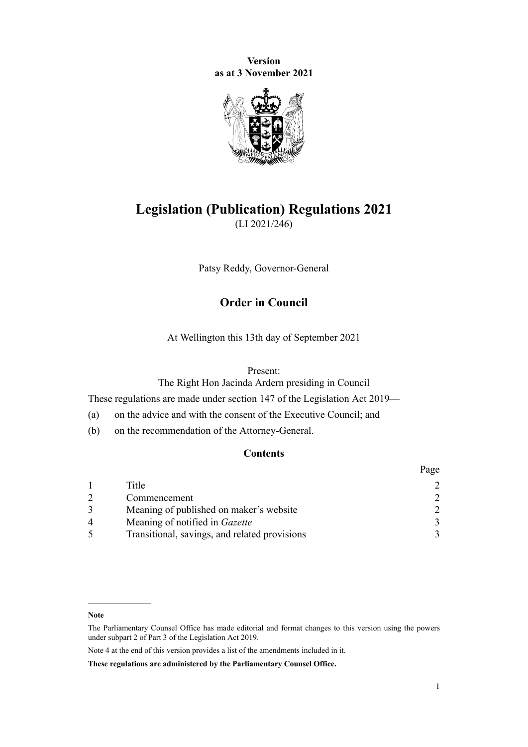**Version**
**as at 3 November 2021**

# Legislation (Publication) Regulations 2021

(LI 2021/246)

Patsy Reddy, Governor-General

## Order in Council

At Wellington this 13th day of September 2021

Present:
The Right Hon Jacinda Ardern presiding in Council

These regulations are made under section 147 of the Legislation Act 2019—

(a) on the advice and with the consent of the Executive Council; and

(b) on the recommendation of the Attorney-General.

### Contents

| | | Page |
|---|---|---|
| 1 | Title | 2 |
| 2 | Commencement | 2 |
| 3 | Meaning of published on maker's website | 2 |
| 4 | Meaning of notified in *Gazette* | 3 |
| 5 | Transitional, savings, and related provisions | 3 |

**Note**

The Parliamentary Counsel Office has made editorial and format changes to this version using the powers under subpart 2 of Part 3 of the Legislation Act 2019.

Note 4 at the end of this version provides a list of the amendments included in it.

**These regulations are administered by the Parliamentary Counsel Office.**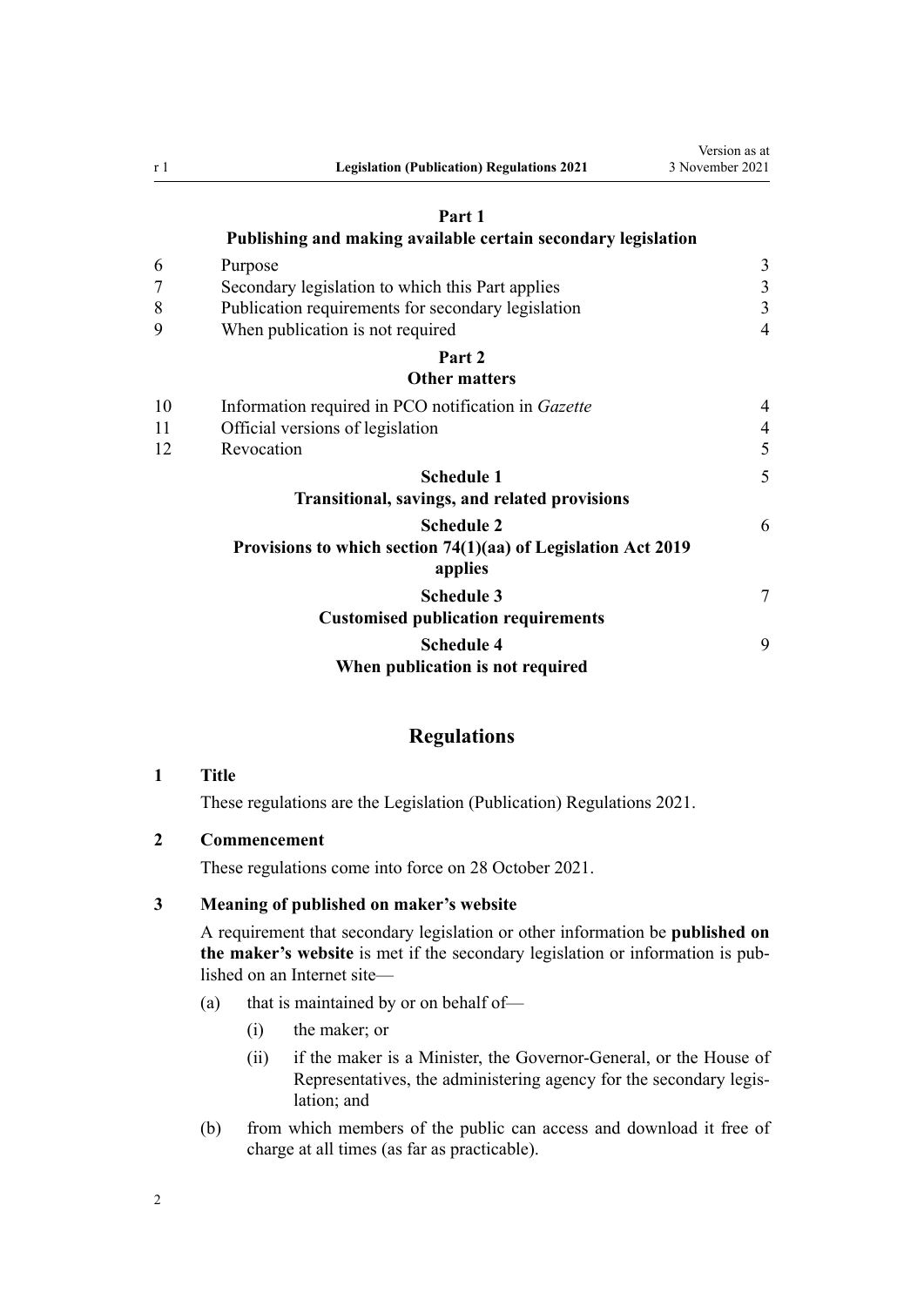**Part 1**
**Publishing and making available certain secondary legislation**

| | | |
|---|---|---|
| 6 | Purpose | 3 |
| 7 | Secondary legislation to which this Part applies | 3 |
| 8 | Publication requirements for secondary legislation | 3 |
| 9 | When publication is not required | 4 |

**Part 2**
**Other matters**

| | | |
|---|---|---|
| 10 | Information required in PCO notification in *Gazette* | 4 |
| 11 | Official versions of legislation | 4 |
| 12 | Revocation | 5 |

**Schedule 1** — 5
**Transitional, savings, and related provisions**

**Schedule 2** — 6
**Provisions to which section 74(1)(aa) of Legislation Act 2019 applies**

**Schedule 3** — 7
**Customised publication requirements**

**Schedule 4** — 9
**When publication is not required**

## Regulations

### 1 Title

These regulations are the Legislation (Publication) Regulations 2021.

### 2 Commencement

These regulations come into force on 28 October 2021.

### 3 Meaning of published on maker's website

A requirement that secondary legislation or other information be **published on the maker's website** is met if the secondary legislation or information is published on an Internet site—

(a) that is maintained by or on behalf of—

(i) the maker; or

(ii) if the maker is a Minister, the Governor-General, or the House of Representatives, the administering agency for the secondary legislation; and

(b) from which members of the public can access and download it free of charge at all times (as far as practicable).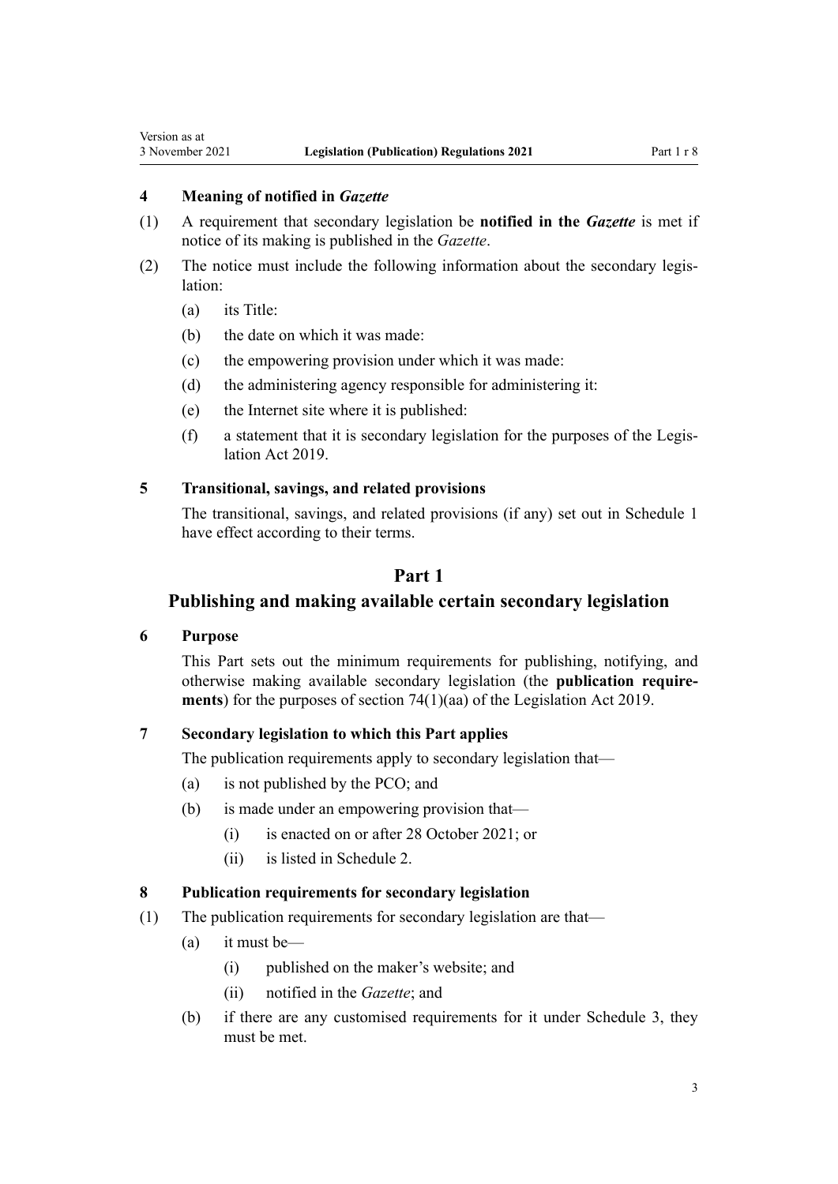### 4 Meaning of notified in *Gazette*

(1) A requirement that secondary legislation be **notified in the *Gazette*** is met if notice of its making is published in the *Gazette*.

(2) The notice must include the following information about the secondary legislation:

- (a) its Title:
- (b) the date on which it was made:
- (c) the empowering provision under which it was made:
- (d) the administering agency responsible for administering it:
- (e) the Internet site where it is published:
- (f) a statement that it is secondary legislation for the purposes of the Legislation Act 2019.

### 5 Transitional, savings, and related provisions

The transitional, savings, and related provisions (if any) set out in Schedule 1 have effect according to their terms.

## Part 1
## Publishing and making available certain secondary legislation

### 6 Purpose

This Part sets out the minimum requirements for publishing, notifying, and otherwise making available secondary legislation (the **publication requirements**) for the purposes of section 74(1)(aa) of the Legislation Act 2019.

### 7 Secondary legislation to which this Part applies

The publication requirements apply to secondary legislation that—

- (a) is not published by the PCO; and
- (b) is made under an empowering provision that—
  - (i) is enacted on or after 28 October 2021; or
  - (ii) is listed in Schedule 2.

### 8 Publication requirements for secondary legislation

(1) The publication requirements for secondary legislation are that—

- (a) it must be—
  - (i) published on the maker's website; and
  - (ii) notified in the *Gazette*; and
- (b) if there are any customised requirements for it under Schedule 3, they must be met.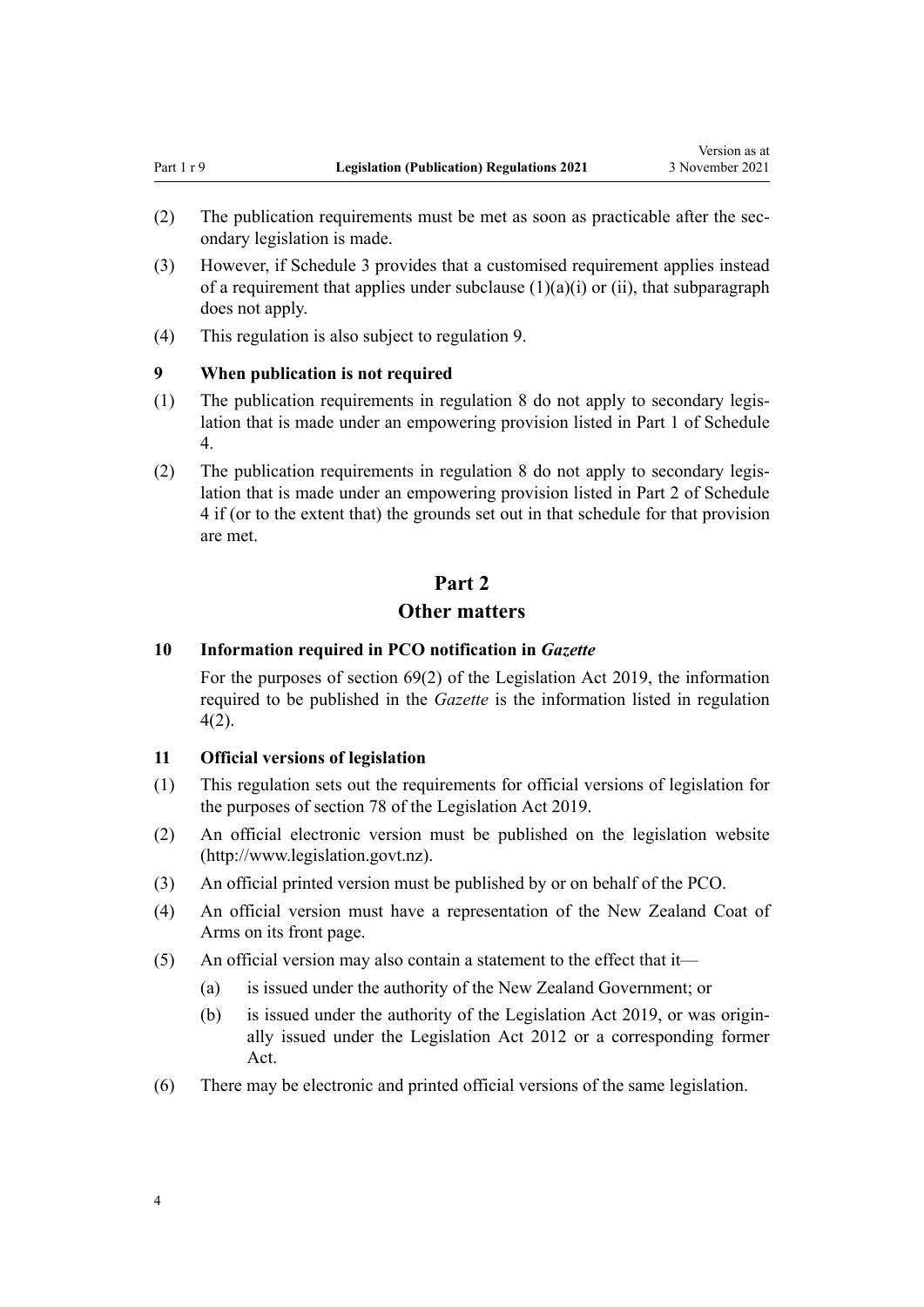(2) The publication requirements must be met as soon as practicable after the secondary legislation is made.

(3) However, if Schedule 3 provides that a customised requirement applies instead of a requirement that applies under subclause (1)(a)(i) or (ii), that subparagraph does not apply.

(4) This regulation is also subject to regulation 9.

### 9 When publication is not required

(1) The publication requirements in regulation 8 do not apply to secondary legislation that is made under an empowering provision listed in Part 1 of Schedule 4.

(2) The publication requirements in regulation 8 do not apply to secondary legislation that is made under an empowering provision listed in Part 2 of Schedule 4 if (or to the extent that) the grounds set out in that schedule for that provision are met.

## Part 2
## Other matters

### 10 Information required in PCO notification in *Gazette*

For the purposes of section 69(2) of the Legislation Act 2019, the information required to be published in the *Gazette* is the information listed in regulation 4(2).

### 11 Official versions of legislation

(1) This regulation sets out the requirements for official versions of legislation for the purposes of section 78 of the Legislation Act 2019.

(2) An official electronic version must be published on the legislation website (http://www.legislation.govt.nz).

(3) An official printed version must be published by or on behalf of the PCO.

(4) An official version must have a representation of the New Zealand Coat of Arms on its front page.

(5) An official version may also contain a statement to the effect that it—

   (a) is issued under the authority of the New Zealand Government; or

   (b) is issued under the authority of the Legislation Act 2019, or was originally issued under the Legislation Act 2012 or a corresponding former Act.

(6) There may be electronic and printed official versions of the same legislation.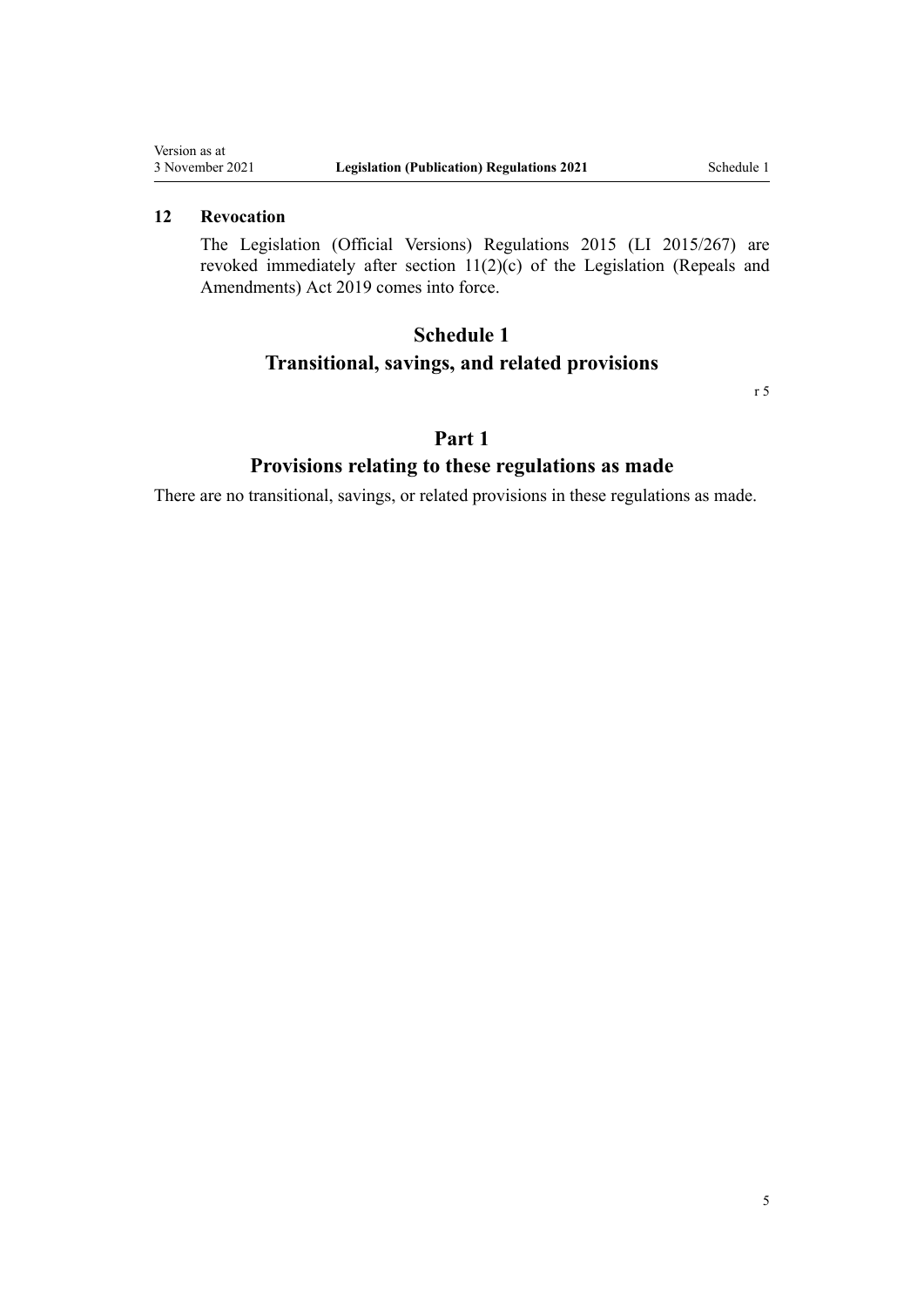### 12 Revocation

The Legislation (Official Versions) Regulations 2015 (LI 2015/267) are revoked immediately after section 11(2)(c) of the Legislation (Repeals and Amendments) Act 2019 comes into force.

# Schedule 1
# Transitional, savings, and related provisions

r 5

## Part 1
## Provisions relating to these regulations as made

There are no transitional, savings, or related provisions in these regulations as made.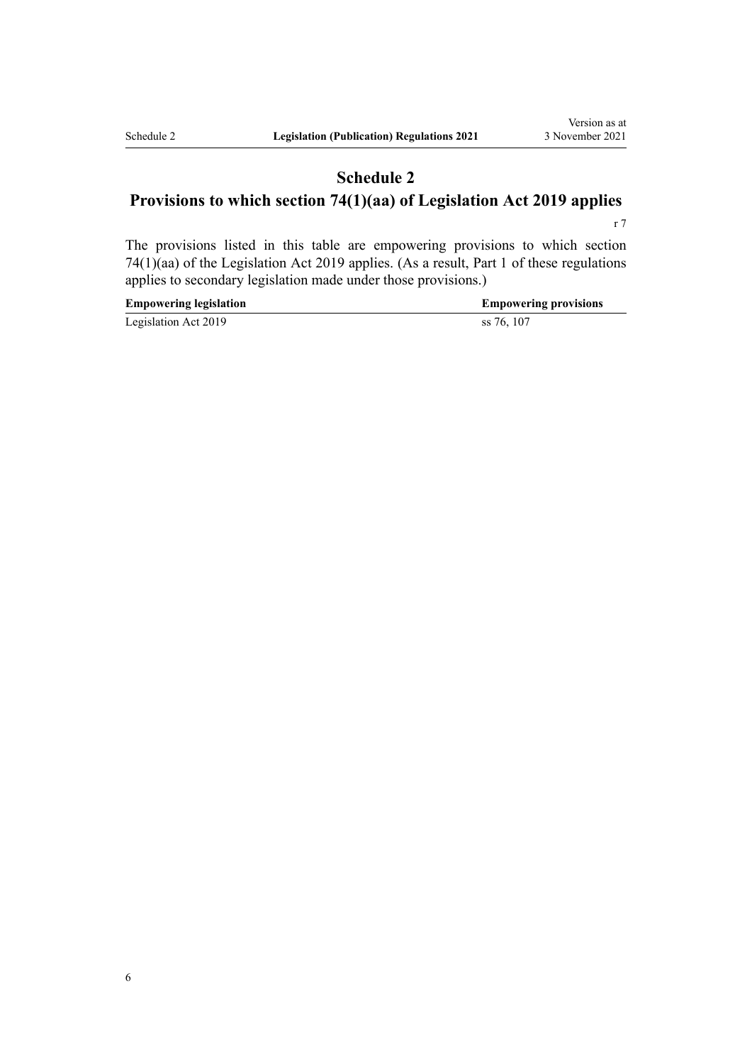# Schedule 2
## Provisions to which section 74(1)(aa) of Legislation Act 2019 applies

r 7

The provisions listed in this table are empowering provisions to which section 74(1)(aa) of the Legislation Act 2019 applies. (As a result, Part 1 of these regulations applies to secondary legislation made under those provisions.)

| Empowering legislation | Empowering provisions |
|---|---|
| Legislation Act 2019 | ss 76, 107 |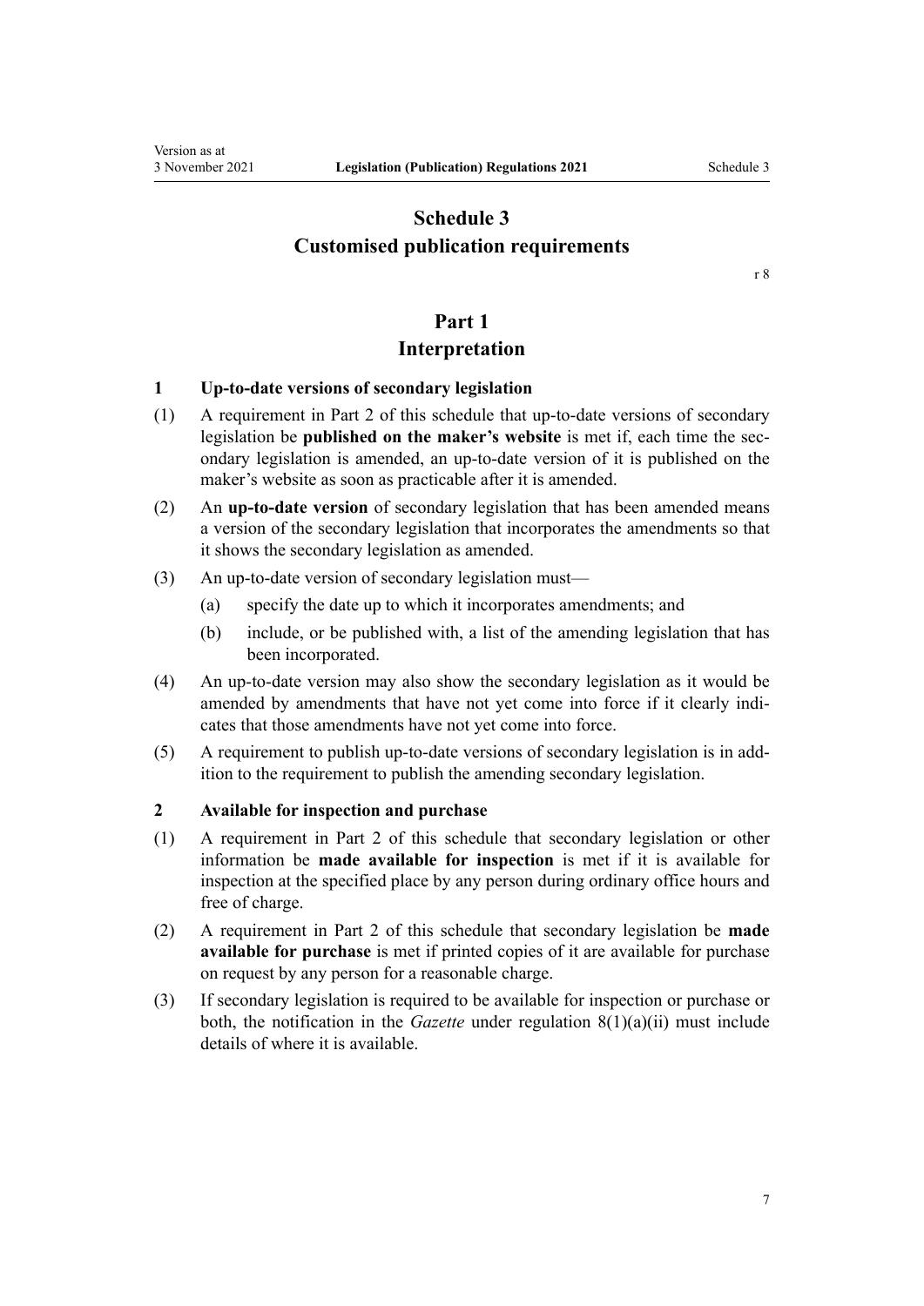# Schedule 3
# Customised publication requirements

r 8

## Part 1
## Interpretation

### 1 Up-to-date versions of secondary legislation

(1) A requirement in Part 2 of this schedule that up-to-date versions of secondary legislation be **published on the maker's website** is met if, each time the secondary legislation is amended, an up-to-date version of it is published on the maker's website as soon as practicable after it is amended.

(2) An **up-to-date version** of secondary legislation that has been amended means a version of the secondary legislation that incorporates the amendments so that it shows the secondary legislation as amended.

(3) An up-to-date version of secondary legislation must—

- (a) specify the date up to which it incorporates amendments; and
- (b) include, or be published with, a list of the amending legislation that has been incorporated.

(4) An up-to-date version may also show the secondary legislation as it would be amended by amendments that have not yet come into force if it clearly indicates that those amendments have not yet come into force.

(5) A requirement to publish up-to-date versions of secondary legislation is in addition to the requirement to publish the amending secondary legislation.

### 2 Available for inspection and purchase

(1) A requirement in Part 2 of this schedule that secondary legislation or other information be **made available for inspection** is met if it is available for inspection at the specified place by any person during ordinary office hours and free of charge.

(2) A requirement in Part 2 of this schedule that secondary legislation be **made available for purchase** is met if printed copies of it are available for purchase on request by any person for a reasonable charge.

(3) If secondary legislation is required to be available for inspection or purchase or both, the notification in the *Gazette* under regulation 8(1)(a)(ii) must include details of where it is available.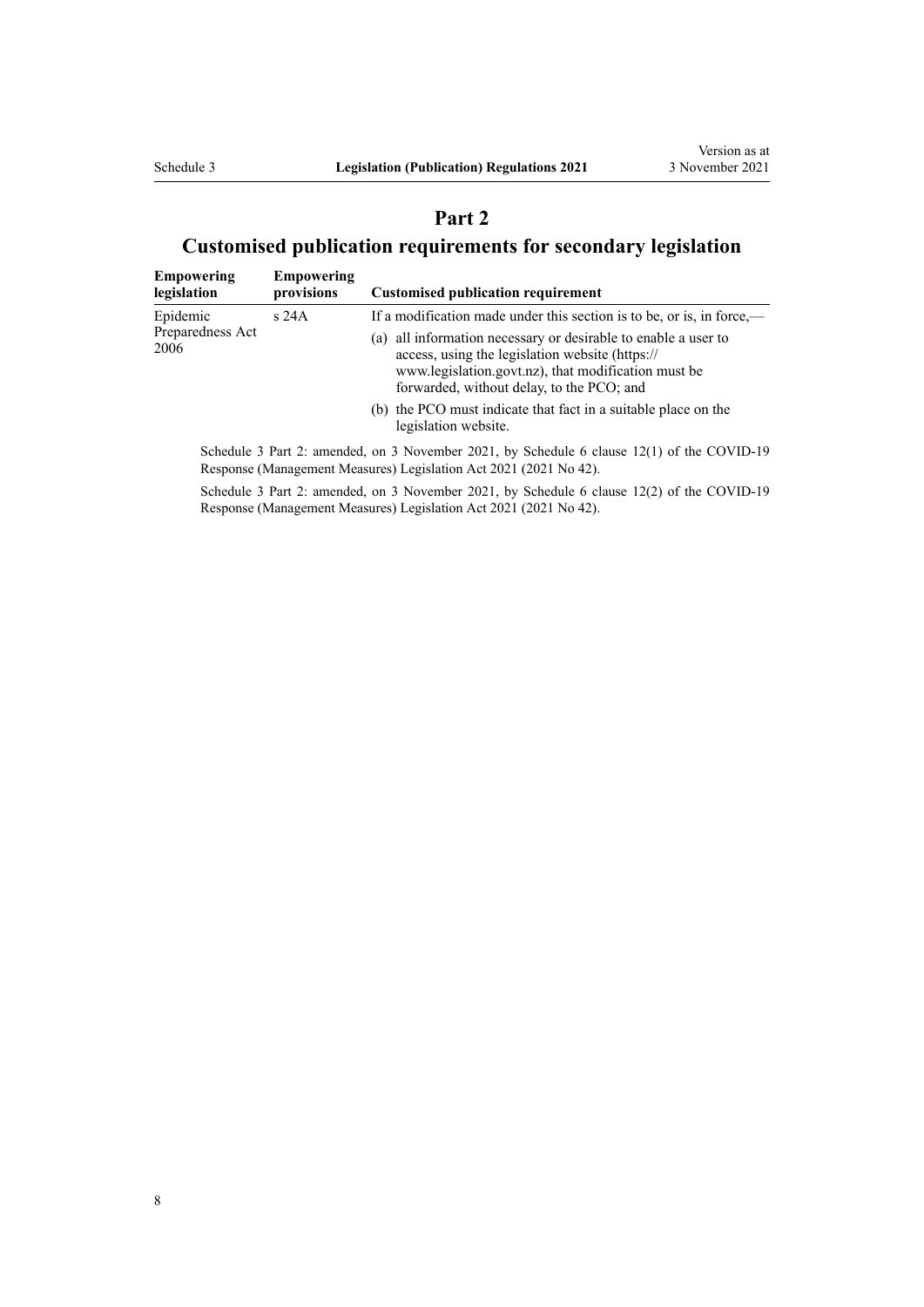## Part 2

## Customised publication requirements for secondary legislation

| Empowering legislation | Empowering provisions | Customised publication requirement |
| --- | --- | --- |
| Epidemic Preparedness Act 2006 | s 24A | If a modification made under this section is to be, or is, in force,—<br>(a) all information necessary or desirable to enable a user to access, using the legislation website (https://www.legislation.govt.nz), that modification must be forwarded, without delay, to the PCO; and<br>(b) the PCO must indicate that fact in a suitable place on the legislation website. |

Schedule 3 Part 2: amended, on 3 November 2021, by Schedule 6 clause 12(1) of the COVID-19 Response (Management Measures) Legislation Act 2021 (2021 No 42).

Schedule 3 Part 2: amended, on 3 November 2021, by Schedule 6 clause 12(2) of the COVID-19 Response (Management Measures) Legislation Act 2021 (2021 No 42).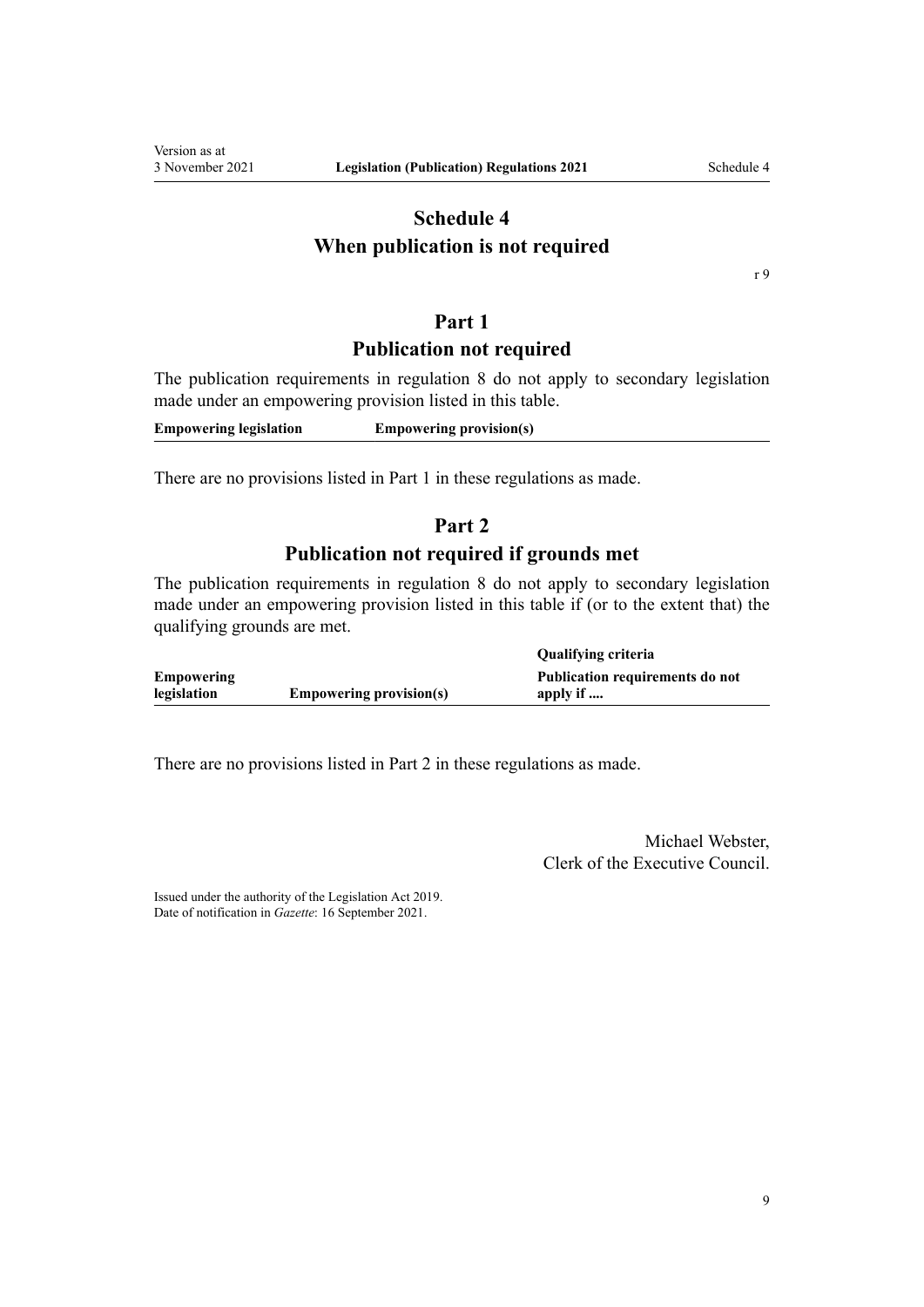# Schedule 4
# When publication is not required

r 9

## Part 1
## Publication not required

The publication requirements in regulation 8 do not apply to secondary legislation made under an empowering provision listed in this table.

| **Empowering legislation** | **Empowering provision(s)** |
| --- | --- |

There are no provisions listed in Part 1 in these regulations as made.

## Part 2
## Publication not required if grounds met

The publication requirements in regulation 8 do not apply to secondary legislation made under an empowering provision listed in this table if (or to the extent that) the qualifying grounds are met.

| | | **Qualifying criteria** |
| --- | --- | --- |
| **Empowering legislation** | **Empowering provision(s)** | **Publication requirements do not apply if ....** |

There are no provisions listed in Part 2 in these regulations as made.

Michael Webster,
Clerk of the Executive Council.

Issued under the authority of the Legislation Act 2019.
Date of notification in *Gazette*: 16 September 2021.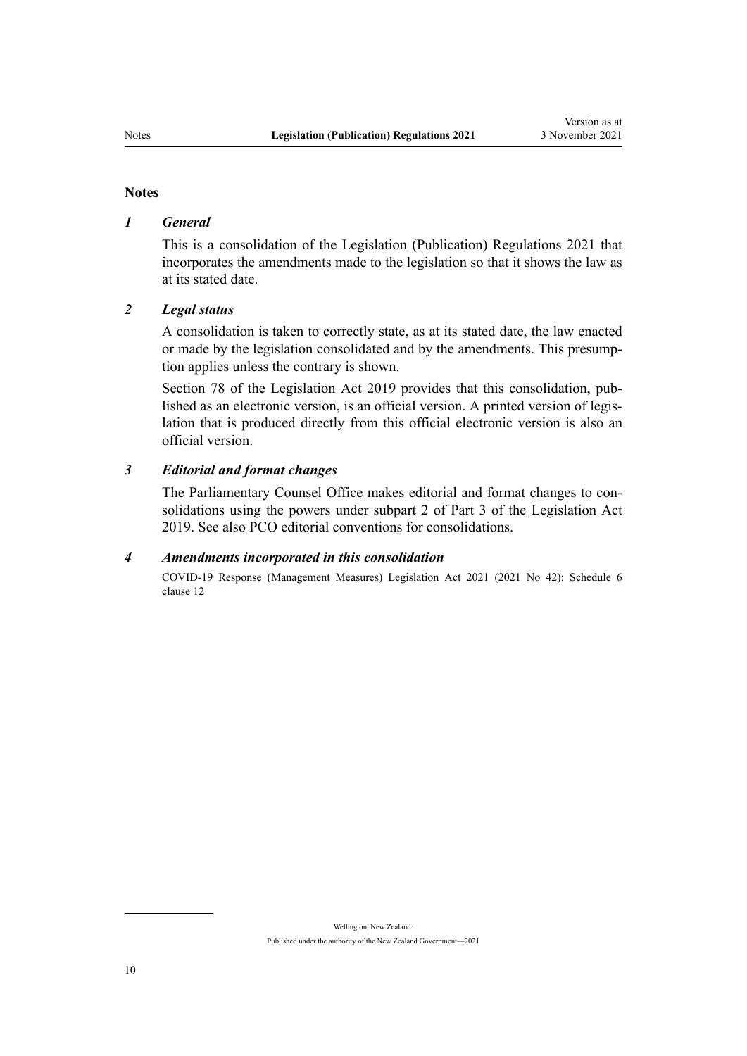## Notes

### *1 General*

This is a consolidation of the Legislation (Publication) Regulations 2021 that incorporates the amendments made to the legislation so that it shows the law as at its stated date.

### *2 Legal status*

A consolidation is taken to correctly state, as at its stated date, the law enacted or made by the legislation consolidated and by the amendments. This presumption applies unless the contrary is shown.

Section 78 of the Legislation Act 2019 provides that this consolidation, published as an electronic version, is an official version. A printed version of legislation that is produced directly from this official electronic version is also an official version.

### *3 Editorial and format changes*

The Parliamentary Counsel Office makes editorial and format changes to consolidations using the powers under subpart 2 of Part 3 of the Legislation Act 2019. See also PCO editorial conventions for consolidations.

### *4 Amendments incorporated in this consolidation*

COVID-19 Response (Management Measures) Legislation Act 2021 (2021 No 42): Schedule 6 clause 12

Wellington, New Zealand:

Published under the authority of the New Zealand Government—2021